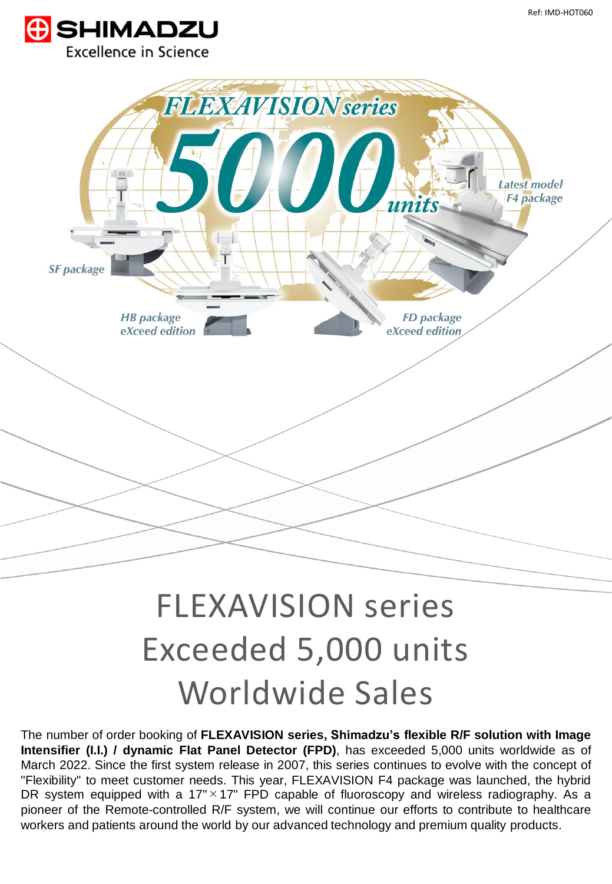Ref: IMD-HOT060

SHIMADZU
Excellence in Science

*FLEXAVISION series*

*5000 units*

*SF package*

*HB package eXceed edition*

*FD package eXceed edition*

*Latest model F4 package*

# FLEXAVISION series Exceeded 5,000 units Worldwide Sales

The number of order booking of **FLEXAVISION series, Shimadzu's flexible R/F solution with Image Intensifier (I.I.) / dynamic Flat Panel Detector (FPD)**, has exceeded 5,000 units worldwide as of March 2022. Since the first system release in 2007, this series continues to evolve with the concept of "Flexibility" to meet customer needs. This year, FLEXAVISION F4 package was launched, the hybrid DR system equipped with a 17"×17" FPD capable of fluoroscopy and wireless radiography. As a pioneer of the Remote-controlled R/F system, we will continue our efforts to contribute to healthcare workers and patients around the world by our advanced technology and premium quality products.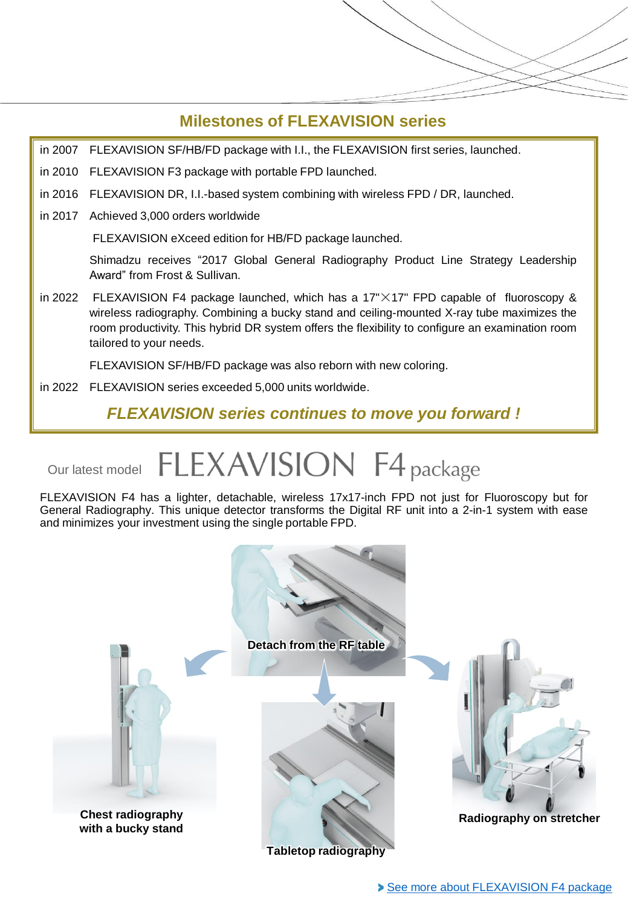## Milestones of FLEXAVISION series

in 2007 FLEXAVISION SF/HB/FD package with I.I., the FLEXAVISION first series, launched.

in 2010 FLEXAVISION F3 package with portable FPD launched.

in 2016 FLEXAVISION DR, I.I.-based system combining with wireless FPD / DR, launched.

in 2017 Achieved 3,000 orders worldwide

FLEXAVISION eXceed edition for HB/FD package launched.

Shimadzu receives "2017 Global General Radiography Product Line Strategy Leadership Award" from Frost & Sullivan.

in 2022 FLEXAVISION F4 package launched, which has a 17"×17" FPD capable of fluoroscopy & wireless radiography. Combining a bucky stand and ceiling-mounted X-ray tube maximizes the room productivity. This hybrid DR system offers the flexibility to configure an examination room tailored to your needs.

FLEXAVISION SF/HB/FD package was also reborn with new coloring.

in 2022 FLEXAVISION series exceeded 5,000 units worldwide.

***FLEXAVISION series continues to move you forward !***

Our latest model **FLEXAVISION F4 package**

FLEXAVISION F4 has a lighter, detachable, wireless 17x17-inch FPD not just for Fluoroscopy but for General Radiography. This unique detector transforms the Digital RF unit into a 2-in-1 system with ease and minimizes your investment using the single portable FPD.

**Detach from the RF table**

**Chest radiography with a bucky stand**

**Tabletop radiography**

**Radiography on stretcher**

[See more about FLEXAVISION F4 package]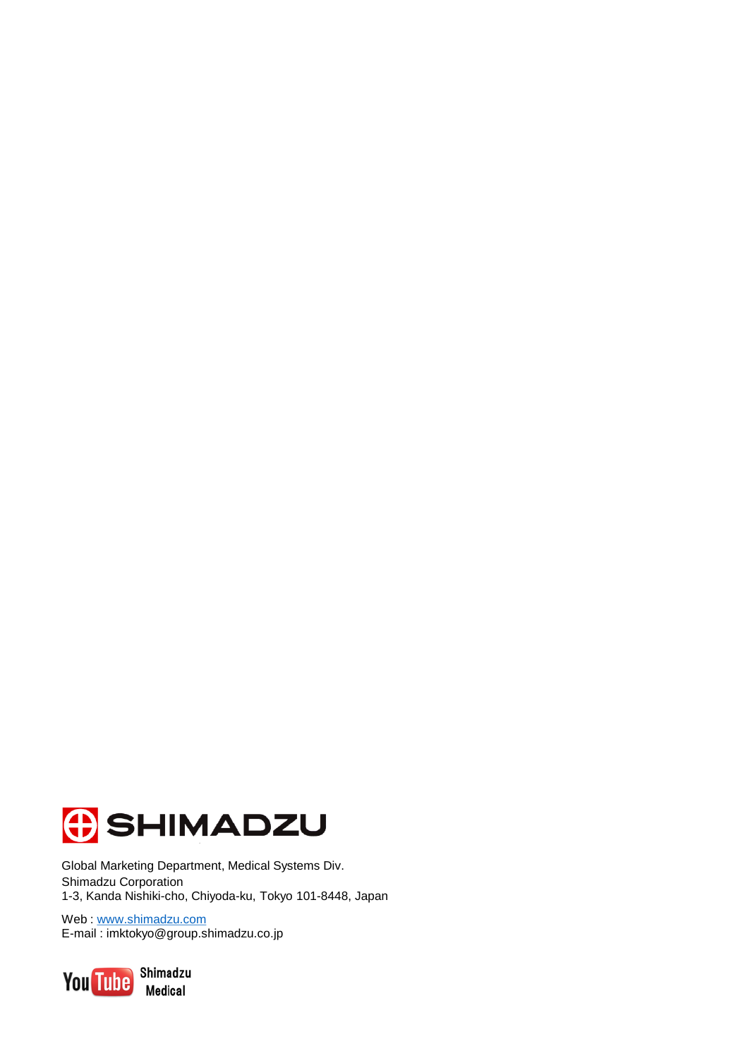SHIMADZU

Global Marketing Department, Medical Systems Div.
Shimadzu Corporation
1-3, Kanda Nishiki-cho, Chiyoda-ku, Tokyo 101-8448, Japan

Web : www.shimadzu.com
E-mail : imktokyo@group.shimadzu.co.jp

YouTube Shimadzu Medical